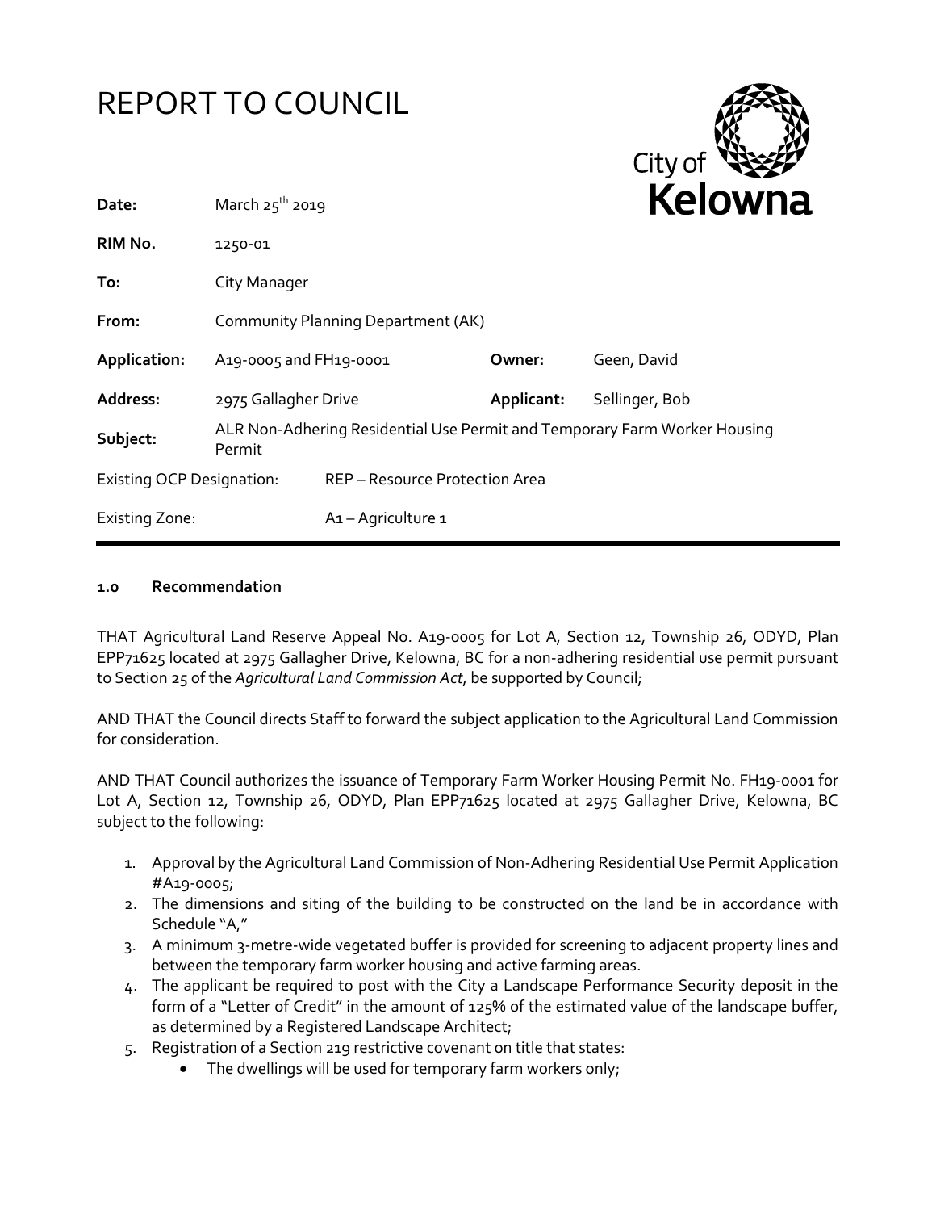# REPORT TO COUNCIL

City of **Kelowna**

| | | | |
|---|---|---|---|
| **Date:** | March 25th 2019 | | |
| **RIM No.** | 1250-01 | | |
| **To:** | City Manager | | |
| **From:** | Community Planning Department (AK) | | |
| **Application:** | A19-0005 and FH19-0001 | **Owner:** | Geen, David |
| **Address:** | 2975 Gallagher Drive | **Applicant:** | Sellinger, Bob |
| **Subject:** | ALR Non-Adhering Residential Use Permit and Temporary Farm Worker Housing Permit | | |
| Existing OCP Designation: | REP – Resource Protection Area | | |
| Existing Zone: | A1 – Agriculture 1 | | |

## 1.0 Recommendation

THAT Agricultural Land Reserve Appeal No. A19-0005 for Lot A, Section 12, Township 26, ODYD, Plan EPP71625 located at 2975 Gallagher Drive, Kelowna, BC for a non-adhering residential use permit pursuant to Section 25 of the *Agricultural Land Commission Act*, be supported by Council;

AND THAT the Council directs Staff to forward the subject application to the Agricultural Land Commission for consideration.

AND THAT Council authorizes the issuance of Temporary Farm Worker Housing Permit No. FH19-0001 for Lot A, Section 12, Township 26, ODYD, Plan EPP71625 located at 2975 Gallagher Drive, Kelowna, BC subject to the following:

1. Approval by the Agricultural Land Commission of Non-Adhering Residential Use Permit Application #A19-0005;
2. The dimensions and siting of the building to be constructed on the land be in accordance with Schedule "A,"
3. A minimum 3-metre-wide vegetated buffer is provided for screening to adjacent property lines and between the temporary farm worker housing and active farming areas.
4. The applicant be required to post with the City a Landscape Performance Security deposit in the form of a "Letter of Credit" in the amount of 125% of the estimated value of the landscape buffer, as determined by a Registered Landscape Architect;
5. Registration of a Section 219 restrictive covenant on title that states:
   - The dwellings will be used for temporary farm workers only;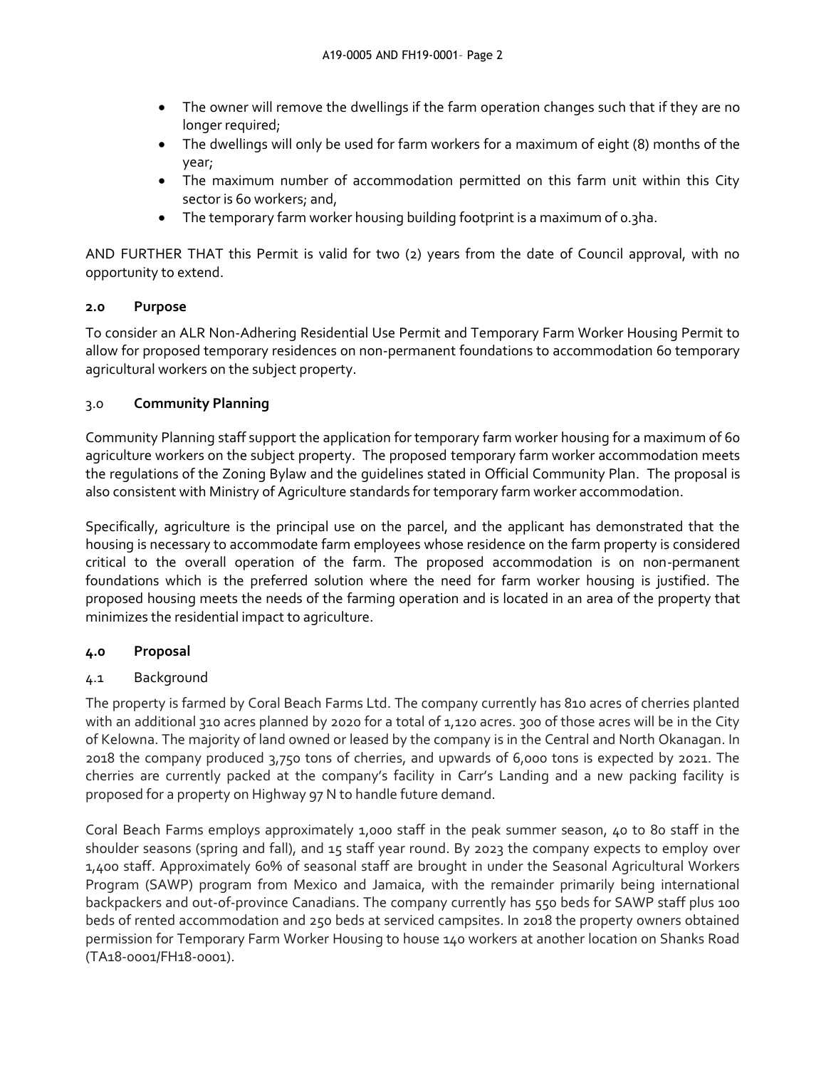- The owner will remove the dwellings if the farm operation changes such that if they are no longer required;
- The dwellings will only be used for farm workers for a maximum of eight (8) months of the year;
- The maximum number of accommodation permitted on this farm unit within this City sector is 60 workers; and,
- The temporary farm worker housing building footprint is a maximum of 0.3ha.

AND FURTHER THAT this Permit is valid for two (2) years from the date of Council approval, with no opportunity to extend.

### 2.0 Purpose

To consider an ALR Non-Adhering Residential Use Permit and Temporary Farm Worker Housing Permit to allow for proposed temporary residences on non-permanent foundations to accommodation 60 temporary agricultural workers on the subject property.

### 3.0 Community Planning

Community Planning staff support the application for temporary farm worker housing for a maximum of 60 agriculture workers on the subject property. The proposed temporary farm worker accommodation meets the regulations of the Zoning Bylaw and the guidelines stated in Official Community Plan. The proposal is also consistent with Ministry of Agriculture standards for temporary farm worker accommodation.

Specifically, agriculture is the principal use on the parcel, and the applicant has demonstrated that the housing is necessary to accommodate farm employees whose residence on the farm property is considered critical to the overall operation of the farm. The proposed accommodation is on non-permanent foundations which is the preferred solution where the need for farm worker housing is justified. The proposed housing meets the needs of the farming operation and is located in an area of the property that minimizes the residential impact to agriculture.

### 4.0 Proposal

#### 4.1 Background

The property is farmed by Coral Beach Farms Ltd. The company currently has 810 acres of cherries planted with an additional 310 acres planned by 2020 for a total of 1,120 acres. 300 of those acres will be in the City of Kelowna. The majority of land owned or leased by the company is in the Central and North Okanagan. In 2018 the company produced 3,750 tons of cherries, and upwards of 6,000 tons is expected by 2021. The cherries are currently packed at the company's facility in Carr's Landing and a new packing facility is proposed for a property on Highway 97 N to handle future demand.

Coral Beach Farms employs approximately 1,000 staff in the peak summer season, 40 to 80 staff in the shoulder seasons (spring and fall), and 15 staff year round. By 2023 the company expects to employ over 1,400 staff. Approximately 60% of seasonal staff are brought in under the Seasonal Agricultural Workers Program (SAWP) program from Mexico and Jamaica, with the remainder primarily being international backpackers and out-of-province Canadians. The company currently has 550 beds for SAWP staff plus 100 beds of rented accommodation and 250 beds at serviced campsites. In 2018 the property owners obtained permission for Temporary Farm Worker Housing to house 140 workers at another location on Shanks Road (TA18-0001/FH18-0001).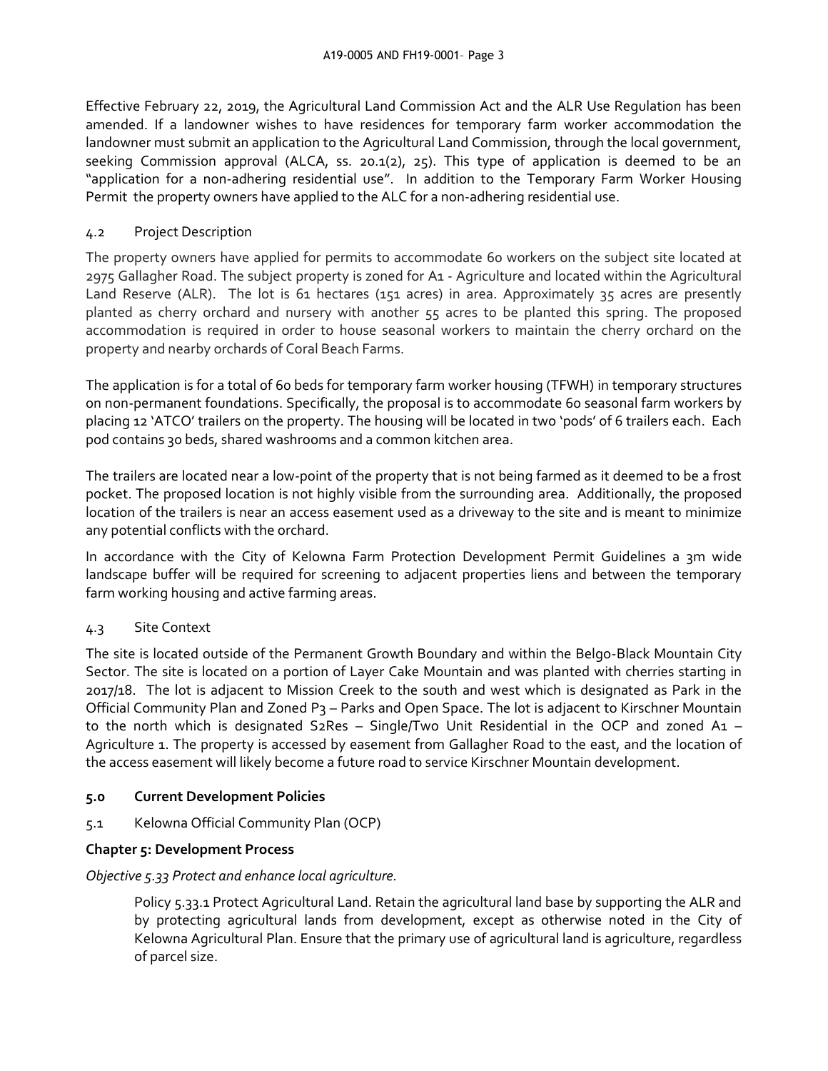Effective February 22, 2019, the Agricultural Land Commission Act and the ALR Use Regulation has been amended. If a landowner wishes to have residences for temporary farm worker accommodation the landowner must submit an application to the Agricultural Land Commission, through the local government, seeking Commission approval (ALCA, ss. 20.1(2), 25). This type of application is deemed to be an "application for a non-adhering residential use". In addition to the Temporary Farm Worker Housing Permit the property owners have applied to the ALC for a non-adhering residential use.

### 4.2 Project Description

The property owners have applied for permits to accommodate 60 workers on the subject site located at 2975 Gallagher Road. The subject property is zoned for A1 - Agriculture and located within the Agricultural Land Reserve (ALR). The lot is 61 hectares (151 acres) in area. Approximately 35 acres are presently planted as cherry orchard and nursery with another 55 acres to be planted this spring. The proposed accommodation is required in order to house seasonal workers to maintain the cherry orchard on the property and nearby orchards of Coral Beach Farms.

The application is for a total of 60 beds for temporary farm worker housing (TFWH) in temporary structures on non-permanent foundations. Specifically, the proposal is to accommodate 60 seasonal farm workers by placing 12 'ATCO' trailers on the property. The housing will be located in two 'pods' of 6 trailers each. Each pod contains 30 beds, shared washrooms and a common kitchen area.

The trailers are located near a low-point of the property that is not being farmed as it deemed to be a frost pocket. The proposed location is not highly visible from the surrounding area. Additionally, the proposed location of the trailers is near an access easement used as a driveway to the site and is meant to minimize any potential conflicts with the orchard.

In accordance with the City of Kelowna Farm Protection Development Permit Guidelines a 3m wide landscape buffer will be required for screening to adjacent properties liens and between the temporary farm working housing and active farming areas.

### 4.3 Site Context

The site is located outside of the Permanent Growth Boundary and within the Belgo-Black Mountain City Sector. The site is located on a portion of Layer Cake Mountain and was planted with cherries starting in 2017/18. The lot is adjacent to Mission Creek to the south and west which is designated as Park in the Official Community Plan and Zoned P3 – Parks and Open Space. The lot is adjacent to Kirschner Mountain to the north which is designated S2Res – Single/Two Unit Residential in the OCP and zoned A1 – Agriculture 1. The property is accessed by easement from Gallagher Road to the east, and the location of the access easement will likely become a future road to service Kirschner Mountain development.

## 5.0 Current Development Policies

### 5.1 Kelowna Official Community Plan (OCP)

**Chapter 5: Development Process**

*Objective 5.33 Protect and enhance local agriculture.*

> Policy 5.33.1 Protect Agricultural Land. Retain the agricultural land base by supporting the ALR and by protecting agricultural lands from development, except as otherwise noted in the City of Kelowna Agricultural Plan. Ensure that the primary use of agricultural land is agriculture, regardless of parcel size.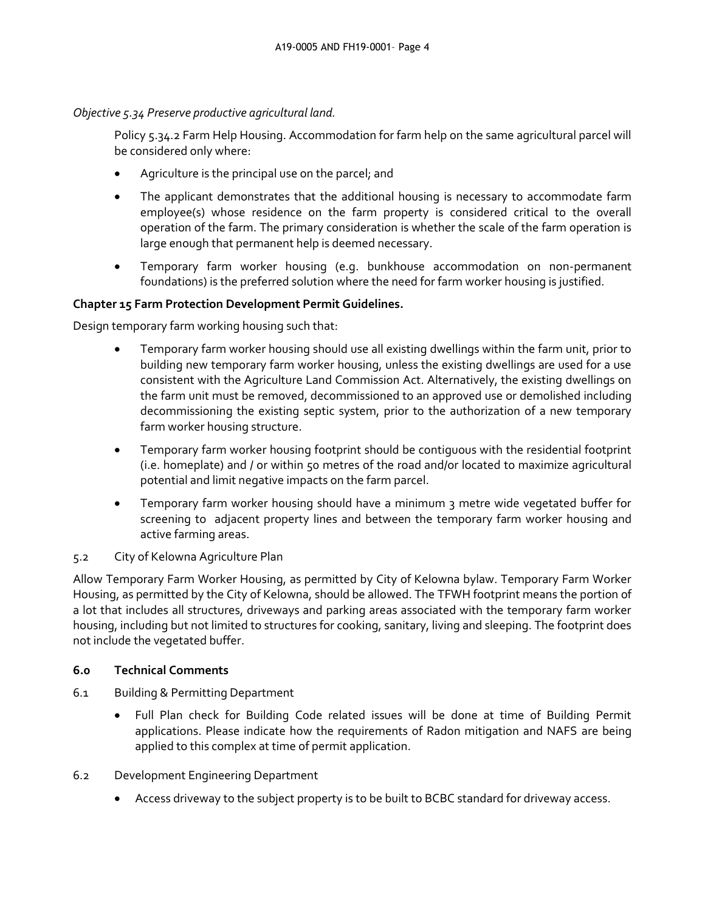*Objective 5.34 Preserve productive agricultural land.*

Policy 5.34.2 Farm Help Housing. Accommodation for farm help on the same agricultural parcel will be considered only where:

- Agriculture is the principal use on the parcel; and
- The applicant demonstrates that the additional housing is necessary to accommodate farm employee(s) whose residence on the farm property is considered critical to the overall operation of the farm. The primary consideration is whether the scale of the farm operation is large enough that permanent help is deemed necessary.
- Temporary farm worker housing (e.g. bunkhouse accommodation on non-permanent foundations) is the preferred solution where the need for farm worker housing is justified.

**Chapter 15 Farm Protection Development Permit Guidelines.**

Design temporary farm working housing such that:

- Temporary farm worker housing should use all existing dwellings within the farm unit, prior to building new temporary farm worker housing, unless the existing dwellings are used for a use consistent with the Agriculture Land Commission Act. Alternatively, the existing dwellings on the farm unit must be removed, decommissioned to an approved use or demolished including decommissioning the existing septic system, prior to the authorization of a new temporary farm worker housing structure.
- Temporary farm worker housing footprint should be contiguous with the residential footprint (i.e. homeplate) and / or within 50 metres of the road and/or located to maximize agricultural potential and limit negative impacts on the farm parcel.
- Temporary farm worker housing should have a minimum 3 metre wide vegetated buffer for screening to adjacent property lines and between the temporary farm worker housing and active farming areas.

5.2 City of Kelowna Agriculture Plan

Allow Temporary Farm Worker Housing, as permitted by City of Kelowna bylaw. Temporary Farm Worker Housing, as permitted by the City of Kelowna, should be allowed. The TFWH footprint means the portion of a lot that includes all structures, driveways and parking areas associated with the temporary farm worker housing, including but not limited to structures for cooking, sanitary, living and sleeping. The footprint does not include the vegetated buffer.

## 6.0 Technical Comments

6.1 Building & Permitting Department

- Full Plan check for Building Code related issues will be done at time of Building Permit applications. Please indicate how the requirements of Radon mitigation and NAFS are being applied to this complex at time of permit application.

6.2 Development Engineering Department

- Access driveway to the subject property is to be built to BCBC standard for driveway access.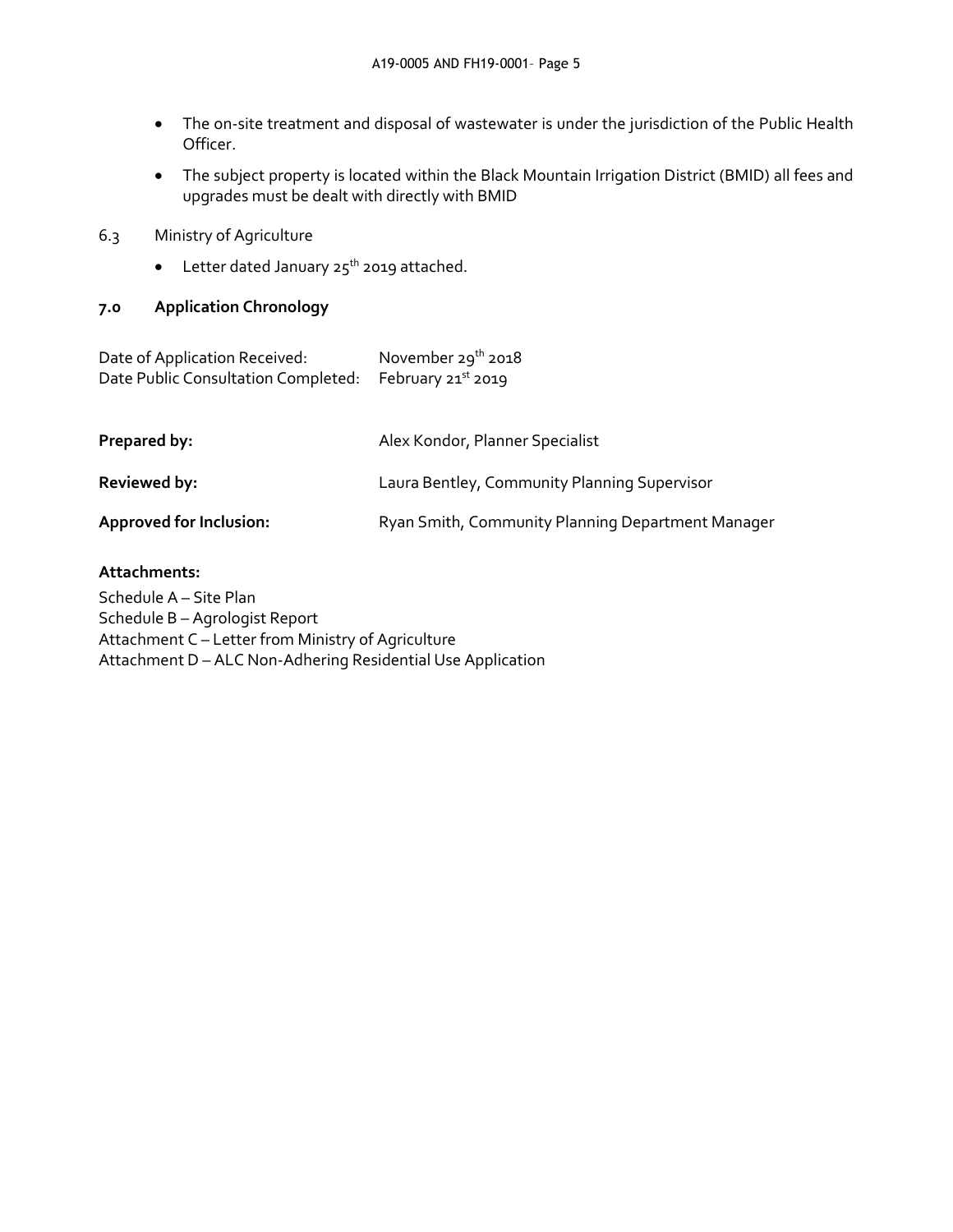- The on-site treatment and disposal of wastewater is under the jurisdiction of the Public Health Officer.
- The subject property is located within the Black Mountain Irrigation District (BMID) all fees and upgrades must be dealt with directly with BMID

6.3 Ministry of Agriculture

- Letter dated January 25th 2019 attached.

## 7.0 Application Chronology

Date of Application Received: November 29th 2018
Date Public Consultation Completed: February 21st 2019

**Prepared by:** Alex Kondor, Planner Specialist

**Reviewed by:** Laura Bentley, Community Planning Supervisor

**Approved for Inclusion:** Ryan Smith, Community Planning Department Manager

**Attachments:**

Schedule A – Site Plan
Schedule B – Agrologist Report
Attachment C – Letter from Ministry of Agriculture
Attachment D – ALC Non-Adhering Residential Use Application